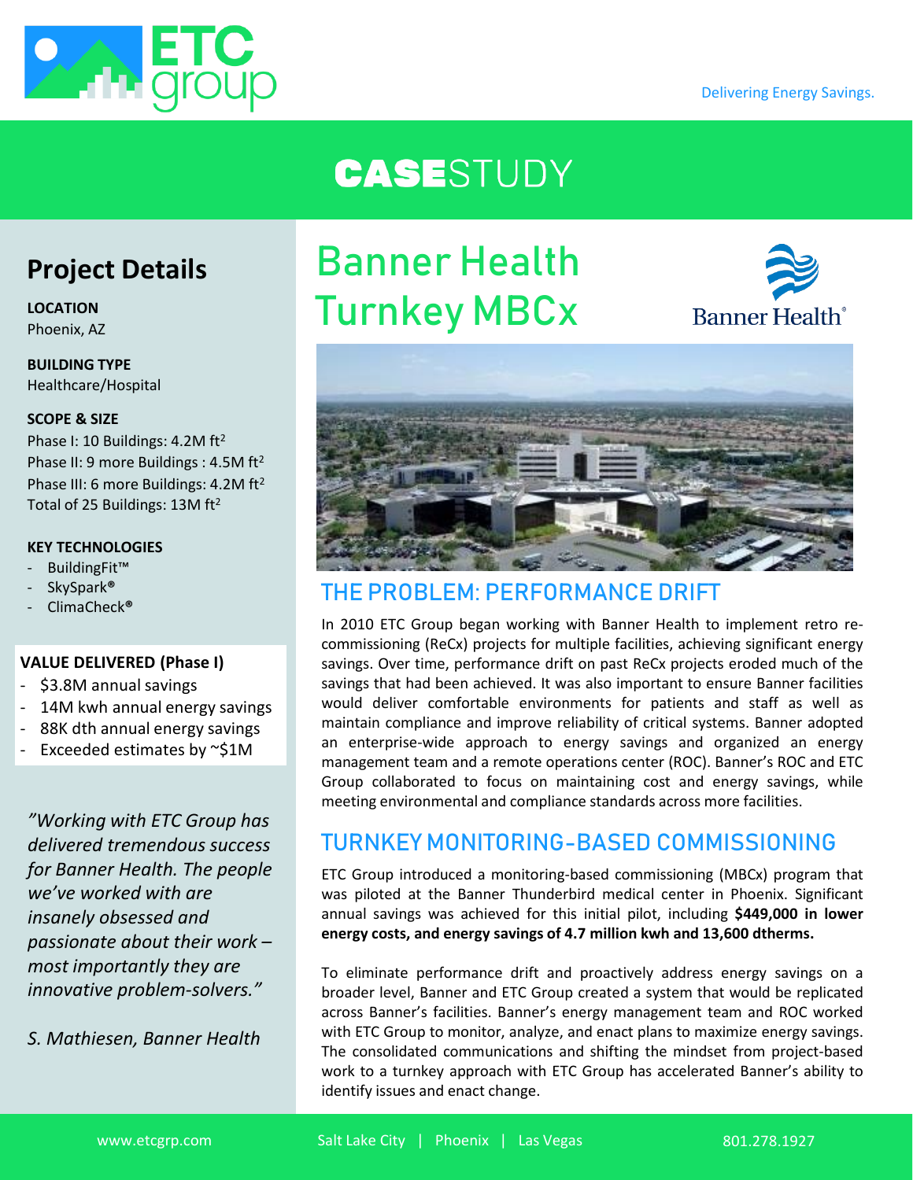Delivering Energy Savings.

# CASESTUDY

## Project Details

**LOCATION**
Phoenix, AZ

**BUILDING TYPE**
Healthcare/Hospital

**SCOPE & SIZE**
Phase I: 10 Buildings: 4.2M $ft^2$
Phase II: 9 more Buildings : 4.5M $ft^2$
Phase III: 6 more Buildings: 4.2M $ft^2$
Total of 25 Buildings: 13M $ft^2$

**KEY TECHNOLOGIES**

- BuildingFit™
- SkySpark®
- ClimaCheck®

**VALUE DELIVERED (Phase I)**

- $3.8M annual savings
- 14M kwh annual energy savings
- 88K dth annual energy savings
- Exceeded estimates by ~$1M

*"Working with ETC Group has delivered tremendous success for Banner Health. The people we've worked with are insanely obsessed and passionate about their work – most importantly they are innovative problem-solvers."*

*S. Mathiesen, Banner Health*

# Banner Health Turnkey MBCx

## THE PROBLEM: PERFORMANCE DRIFT

In 2010 ETC Group began working with Banner Health to implement retro re-commissioning (ReCx) projects for multiple facilities, achieving significant energy savings. Over time, performance drift on past ReCx projects eroded much of the savings that had been achieved. It was also important to ensure Banner facilities would deliver comfortable environments for patients and staff as well as maintain compliance and improve reliability of critical systems. Banner adopted an enterprise-wide approach to energy savings and organized an energy management team and a remote operations center (ROC). Banner's ROC and ETC Group collaborated to focus on maintaining cost and energy savings, while meeting environmental and compliance standards across more facilities.

## TURNKEY MONITORING-BASED COMMISSIONING

ETC Group introduced a monitoring-based commissioning (MBCx) program that was piloted at the Banner Thunderbird medical center in Phoenix. Significant annual savings was achieved for this initial pilot, including **$449,000 in lower energy costs, and energy savings of 4.7 million kwh and 13,600 dtherms.**

To eliminate performance drift and proactively address energy savings on a broader level, Banner and ETC Group created a system that would be replicated across Banner's facilities. Banner's energy management team and ROC worked with ETC Group to monitor, analyze, and enact plans to maximize energy savings. The consolidated communications and shifting the mindset from project-based work to a turnkey approach with ETC Group has accelerated Banner's ability to identify issues and enact change.

www.etcgrp.com | Salt Lake City | Phoenix | Las Vegas | 801.278.1927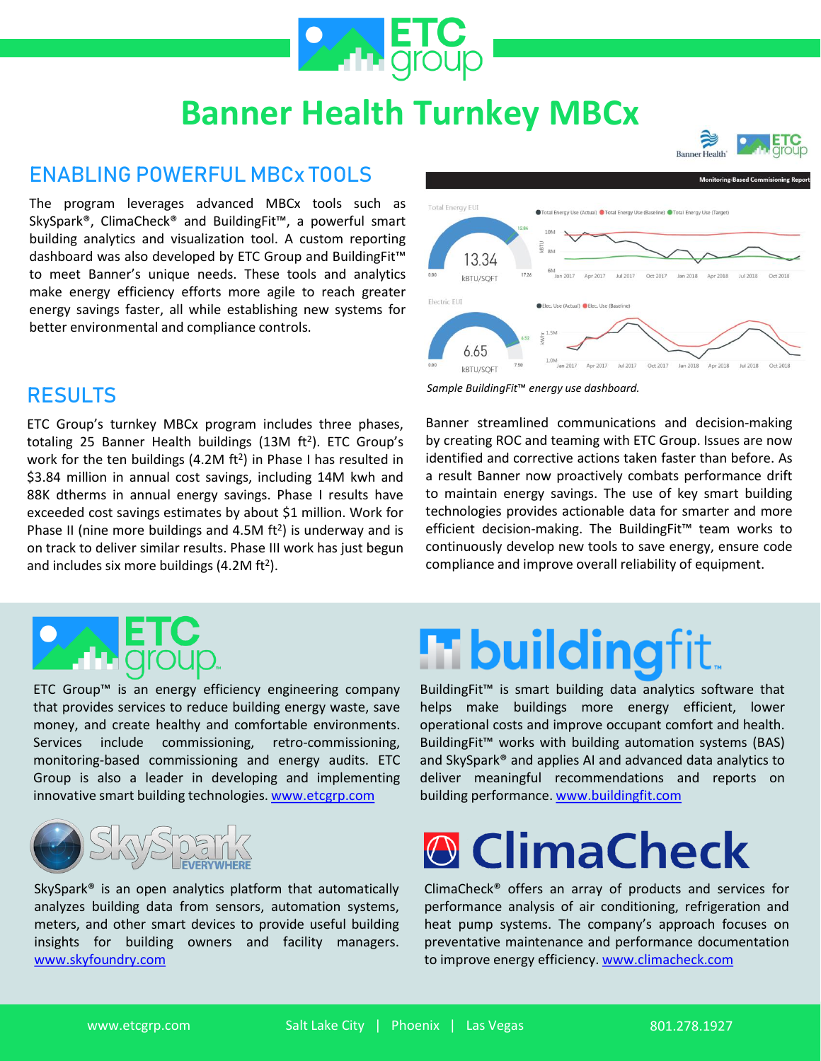# Banner Health Turnkey MBCx

## ENABLING POWERFUL MBCx TOOLS

The program leverages advanced MBCx tools such as SkySpark®, ClimaCheck® and BuildingFit™, a powerful smart building analytics and visualization tool. A custom reporting dashboard was also developed by ETC Group and BuildingFit™ to meet Banner's unique needs. These tools and analytics make energy efficiency efforts more agile to reach greater energy savings faster, all while establishing new systems for better environmental and compliance controls.

Monitoring-Based Commisioning Report

Total Energy EUI

13.34

kBTU/SQFT

0.00

12.84

17.26

Total Energy Use (Actual) Total Energy Use (Baseline) Total Energy Use (Target)

kBTU

10M

8M

6M

Jan 2017 Apr 2017 Jul 2017 Oct 2017 Jan 2018 Apr 2018 Jul 2018 Oct 2018

Electric EUI

6.65

kBTU/SQFT

0.00

6.52

7.50

Elec. Use (Actual) Elec. Use (Baseline)

kWhr

1.5M

1.0M

Jan 2017 Apr 2017 Jul 2017 Oct 2017 Jan 2018 Apr 2018 Jul 2018 Oct 2018

*Sample BuildingFit™ energy use dashboard.*

## RESULTS

ETC Group's turnkey MBCx program includes three phases, totaling 25 Banner Health buildings (13M ft$^2$). ETC Group's work for the ten buildings (4.2M ft$^2$) in Phase I has resulted in \$3.84 million in annual cost savings, including 14M kwh and 88K dtherms in annual energy savings. Phase I results have exceeded cost savings estimates by about \$1 million. Work for Phase II (nine more buildings and 4.5M ft$^2$) is underway and is on track to deliver similar results. Phase III work has just begun and includes six more buildings (4.2M ft$^2$).

Banner streamlined communications and decision-making by creating ROC and teaming with ETC Group. Issues are now identified and corrective actions taken faster than before. As a result Banner now proactively combats performance drift to maintain energy savings. The use of key smart building technologies provides actionable data for smarter and more efficient decision-making. The BuildingFit™ team works to continuously develop new tools to save energy, ensure code compliance and improve overall reliability of equipment.

ETC Group™ is an energy efficiency engineering company that provides services to reduce building energy waste, save money, and create healthy and comfortable environments. Services include commissioning, retro-commissioning, monitoring-based commissioning and energy audits. ETC Group is also a leader in developing and implementing innovative smart building technologies. www.etcgrp.com

BuildingFit™ is smart building data analytics software that helps make buildings more energy efficient, lower operational costs and improve occupant comfort and health. BuildingFit™ works with building automation systems (BAS) and SkySpark® and applies AI and advanced data analytics to deliver meaningful recommendations and reports on building performance. www.buildingfit.com

SkySpark® is an open analytics platform that automatically analyzes building data from sensors, automation systems, meters, and other smart devices to provide useful building insights for building owners and facility managers. www.skyfoundry.com

ClimaCheck® offers an array of products and services for performance analysis of air conditioning, refrigeration and heat pump systems. The company's approach focuses on preventative maintenance and performance documentation to improve energy efficiency. www.climacheck.com

www.etcgrp.com    Salt Lake City | Phoenix | Las Vegas    801.278.1927